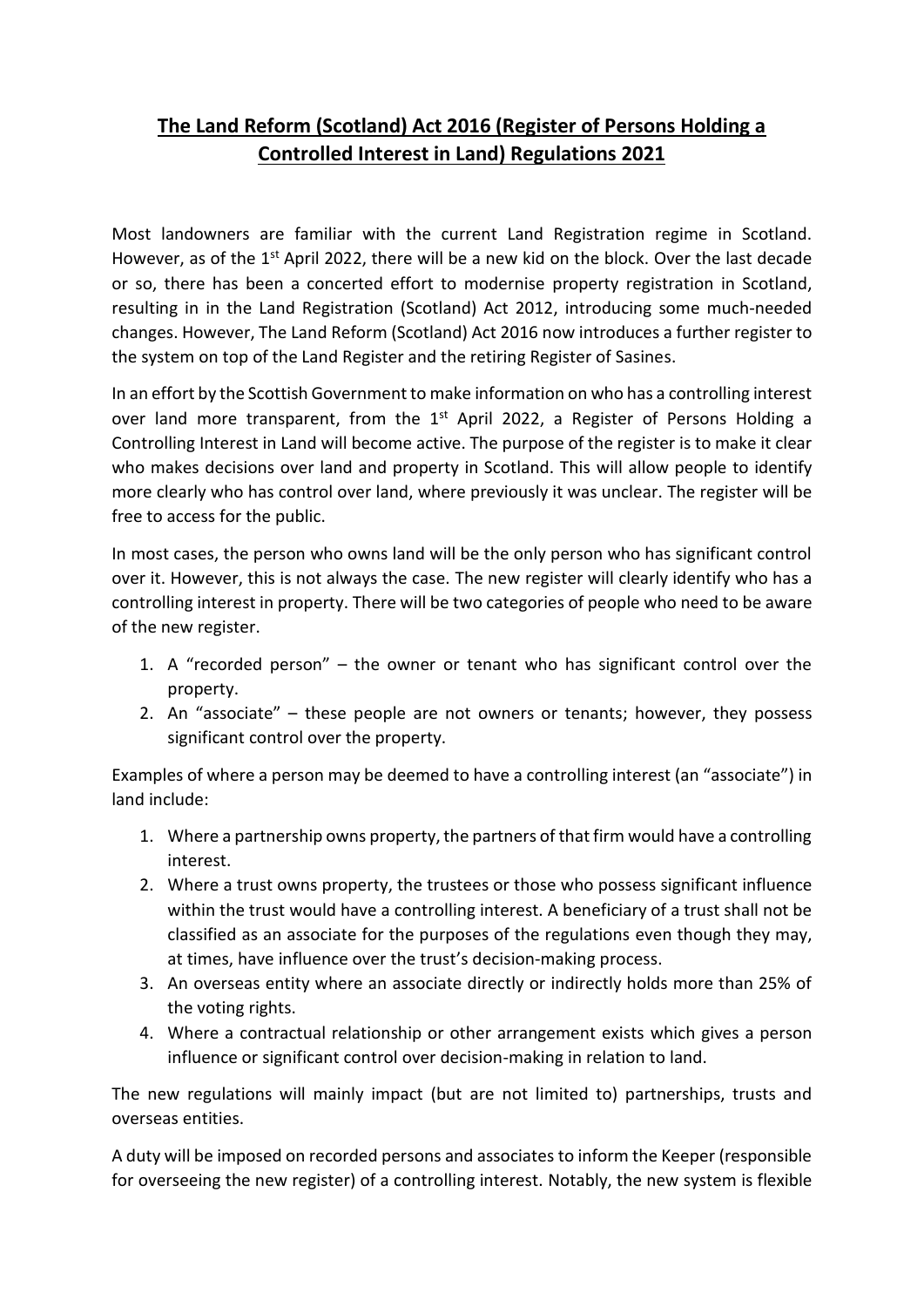# The Land Reform (Scotland) Act 2016 (Register of Persons Holding a Controlled Interest in Land) Regulations 2021

Most landowners are familiar with the current Land Registration regime in Scotland. However, as of the 1st April 2022, there will be a new kid on the block. Over the last decade or so, there has been a concerted effort to modernise property registration in Scotland, resulting in in the Land Registration (Scotland) Act 2012, introducing some much-needed changes. However, The Land Reform (Scotland) Act 2016 now introduces a further register to the system on top of the Land Register and the retiring Register of Sasines.

In an effort by the Scottish Government to make information on who has a controlling interest over land more transparent, from the 1st April 2022, a Register of Persons Holding a Controlling Interest in Land will become active. The purpose of the register is to make it clear who makes decisions over land and property in Scotland. This will allow people to identify more clearly who has control over land, where previously it was unclear. The register will be free to access for the public.

In most cases, the person who owns land will be the only person who has significant control over it. However, this is not always the case. The new register will clearly identify who has a controlling interest in property. There will be two categories of people who need to be aware of the new register.

1. A "recorded person" – the owner or tenant who has significant control over the property.
2. An "associate" – these people are not owners or tenants; however, they possess significant control over the property.

Examples of where a person may be deemed to have a controlling interest (an "associate") in land include:

1. Where a partnership owns property, the partners of that firm would have a controlling interest.
2. Where a trust owns property, the trustees or those who possess significant influence within the trust would have a controlling interest. A beneficiary of a trust shall not be classified as an associate for the purposes of the regulations even though they may, at times, have influence over the trust's decision-making process.
3. An overseas entity where an associate directly or indirectly holds more than 25% of the voting rights.
4. Where a contractual relationship or other arrangement exists which gives a person influence or significant control over decision-making in relation to land.

The new regulations will mainly impact (but are not limited to) partnerships, trusts and overseas entities.

A duty will be imposed on recorded persons and associates to inform the Keeper (responsible for overseeing the new register) of a controlling interest. Notably, the new system is flexible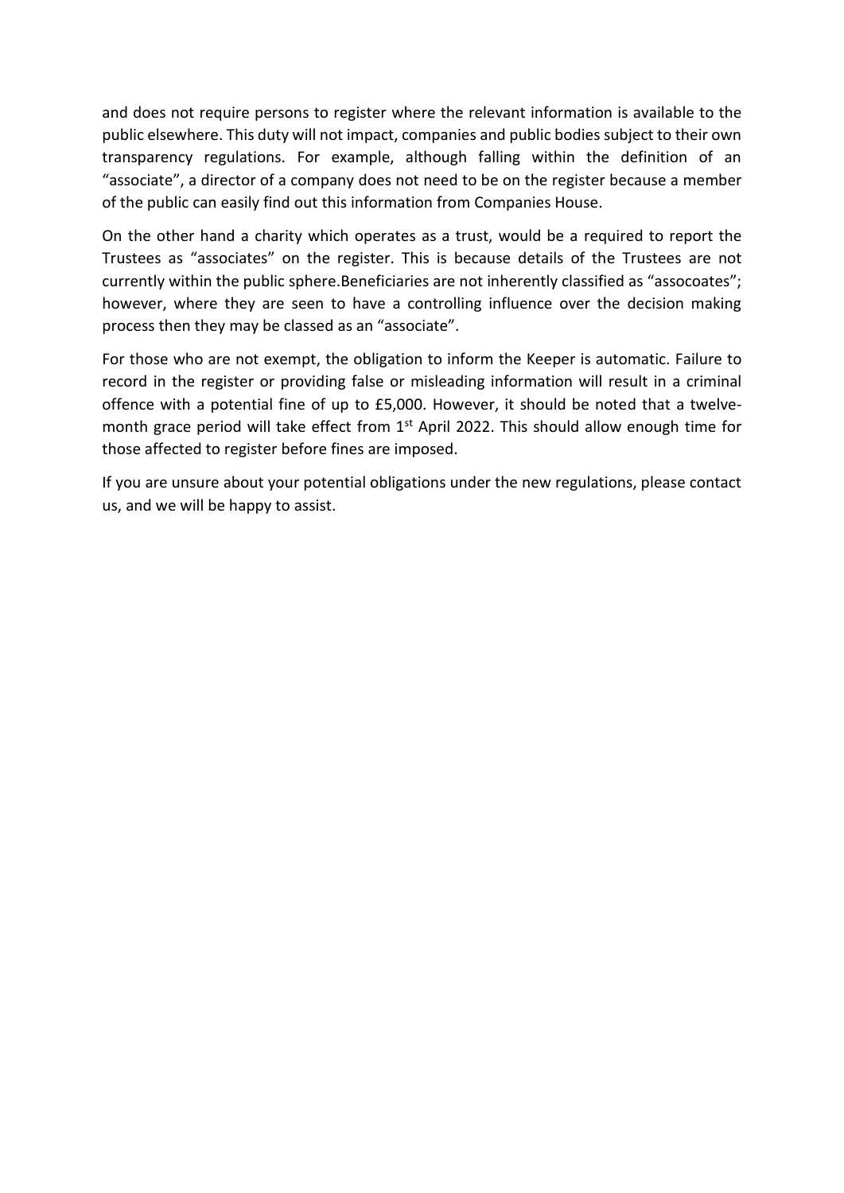and does not require persons to register where the relevant information is available to the public elsewhere. This duty will not impact, companies and public bodies subject to their own transparency regulations. For example, although falling within the definition of an "associate", a director of a company does not need to be on the register because a member of the public can easily find out this information from Companies House.

On the other hand a charity which operates as a trust, would be a required to report the Trustees as "associates" on the register. This is because details of the Trustees are not currently within the public sphere.Beneficiaries are not inherently classified as "assocoates"; however, where they are seen to have a controlling influence over the decision making process then they may be classed as an "associate".

For those who are not exempt, the obligation to inform the Keeper is automatic. Failure to record in the register or providing false or misleading information will result in a criminal offence with a potential fine of up to £5,000. However, it should be noted that a twelve-month grace period will take effect from 1st April 2022. This should allow enough time for those affected to register before fines are imposed.

If you are unsure about your potential obligations under the new regulations, please contact us, and we will be happy to assist.